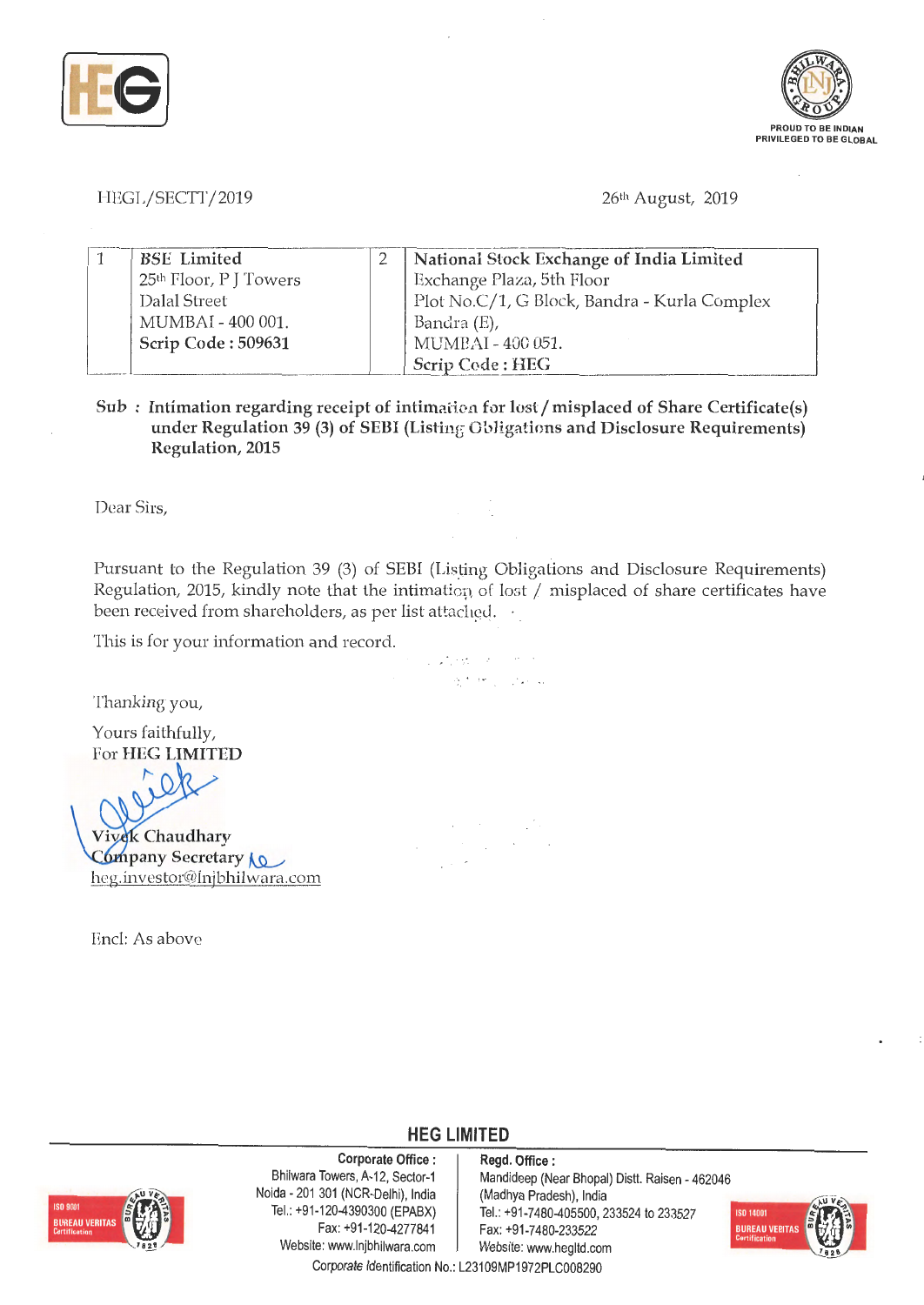HEGL/SECTT/2019

26th August, 2019

| 1 | **BSE Limited**<br>25th Floor, P J Towers<br>Dalal Street<br>MUMBAI - 400 001.<br>**Scrip Code : 509631** | 2 | **National Stock Exchange of India Limited**<br>Exchange Plaza, 5th Floor<br>Plot No.C/1, G Block, Bandra - Kurla Complex<br>Bandra (E),<br>MUMBAI - 400 051.<br>**Scrip Code : HEG** |
|---|---|---|---|

**Sub : Intimation regarding receipt of intimation for lost / misplaced of Share Certificate(s) under Regulation 39 (3) of SEBI (Listing Obligations and Disclosure Requirements) Regulation, 2015**

Dear Sirs,

Pursuant to the Regulation 39 (3) of SEBI (Listing Obligations and Disclosure Requirements) Regulation, 2015, kindly note that the intimation of lost / misplaced of share certificates have been received from shareholders, as per list attached.

This is for your information and record.

Thanking you,

Yours faithfully,
For **HEG LIMITED**

**Vivek Chaudhary**
**Company Secretary**
heg.investor@lnjbhilwara.com

Encl: As above

**HEG LIMITED**

**Corporate Office :**
Bhilwara Towers, A-12, Sector-1
Noida - 201 301 (NCR-Delhi), India
Tel.: +91-120-4390300 (EPABX)
Fax: +91-120-4277841
Website: www.lnjbhilwara.com

**Regd. Office :**
Mandideep (Near Bhopal) Distt. Raisen - 462046
(Madhya Pradesh), India
Tel.: +91-7480-405500, 233524 to 233527
Fax: +91-7480-233522
Website: www.hegltd.com

Corporate Identification No.: L23109MP1972PLC008290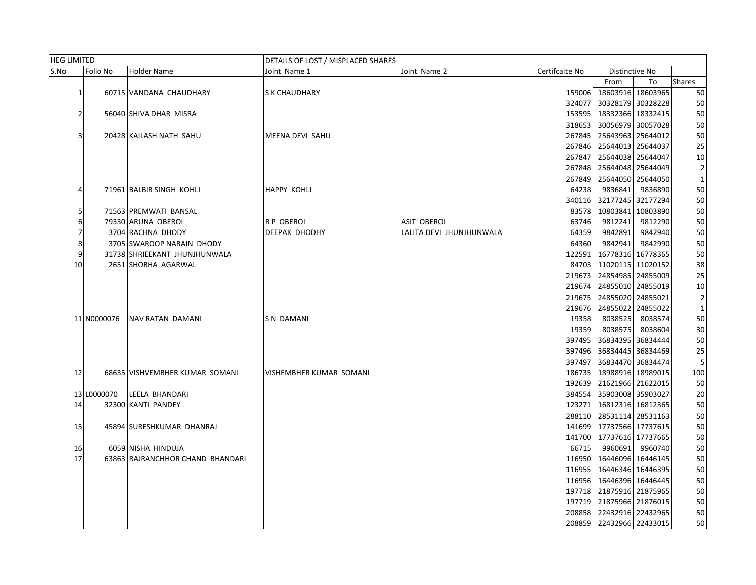| HEG LIMITED | | | DETAILS OF LOST / MISPLACED SHARES | | | | | |
|---|---|---|---|---|---|---|---|---|
| S.No | Folio No | Holder Name | Joint Name 1 | Joint Name 2 | Certifcaite No | Distinctive No | | |
| | | | | | | From | To | Shares |
| 1 | 60715 | VANDANA CHAUDHARY | S K CHAUDHARY | | 159006 | 18603916 | 18603965 | 50 |
| | | | | | 324077 | 30328179 | 30328228 | 50 |
| 2 | 56040 | SHIVA DHAR MISRA | | | 153595 | 18332366 | 18332415 | 50 |
| | | | | | 318653 | 30056979 | 30057028 | 50 |
| 3 | 20428 | KAILASH NATH SAHU | MEENA DEVI SAHU | | 267845 | 25643963 | 25644012 | 50 |
| | | | | | 267846 | 25644013 | 25644037 | 25 |
| | | | | | 267847 | 25644038 | 25644047 | 10 |
| | | | | | 267848 | 25644048 | 25644049 | 2 |
| | | | | | 267849 | 25644050 | 25644050 | 1 |
| 4 | 71961 | BALBIR SINGH KOHLI | HAPPY KOHLI | | 64238 | 9836841 | 9836890 | 50 |
| | | | | | 340116 | 32177245 | 32177294 | 50 |
| 5 | 71563 | PREMWATI BANSAL | | | 83578 | 10803841 | 10803890 | 50 |
| 6 | 79330 | ARUNA OBEROI | R P OBEROI | ASIT OBEROI | 63746 | 9812241 | 9812290 | 50 |
| 7 | 3704 | RACHNA DHODY | DEEPAK DHODHY | LALITA DEVI JHUNJHUNWALA | 64359 | 9842891 | 9842940 | 50 |
| 8 | 3705 | SWAROOP NARAIN DHODY | | | 64360 | 9842941 | 9842990 | 50 |
| 9 | 31738 | SHRIEEKANT JHUNJHUNWALA | | | 122591 | 16778316 | 16778365 | 50 |
| 10 | 2651 | SHOBHA AGARWAL | | | 84703 | 11020115 | 11020152 | 38 |
| | | | | | 219673 | 24854985 | 24855009 | 25 |
| | | | | | 219674 | 24855010 | 24855019 | 10 |
| | | | | | 219675 | 24855020 | 24855021 | 2 |
| | | | | | 219676 | 24855022 | 24855022 | 1 |
| 11 | N0000076 | NAV RATAN DAMANI | S N DAMANI | | 19358 | 8038525 | 8038574 | 50 |
| | | | | | 19359 | 8038575 | 8038604 | 30 |
| | | | | | 397495 | 36834395 | 36834444 | 50 |
| | | | | | 397496 | 36834445 | 36834469 | 25 |
| | | | | | 397497 | 36834470 | 36834474 | 5 |
| 12 | 68635 | VISHVEMBHER KUMAR SOMANI | VISHEMBHER KUMAR SOMANI | | 186735 | 18988916 | 18989015 | 100 |
| | | | | | 192639 | 21621966 | 21622015 | 50 |
| 13 | L0000070 | LEELA BHANDARI | | | 384554 | 35903008 | 35903027 | 20 |
| 14 | 32300 | KANTI PANDEY | | | 123271 | 16812316 | 16812365 | 50 |
| | | | | | 288110 | 28531114 | 28531163 | 50 |
| 15 | 45894 | SURESHKUMAR DHANRAJ | | | 141699 | 17737566 | 17737615 | 50 |
| | | | | | 141700 | 17737616 | 17737665 | 50 |
| 16 | 6059 | NISHA HINDUJA | | | 66715 | 9960691 | 9960740 | 50 |
| 17 | 63863 | RAJRANCHHOR CHAND BHANDARI | | | 116950 | 16446096 | 16446145 | 50 |
| | | | | | 116955 | 16446346 | 16446395 | 50 |
| | | | | | 116956 | 16446396 | 16446445 | 50 |
| | | | | | 197718 | 21875916 | 21875965 | 50 |
| | | | | | 197719 | 21875966 | 21876015 | 50 |
| | | | | | 208858 | 22432916 | 22432965 | 50 |
| | | | | | 208859 | 22432966 | 22433015 | 50 |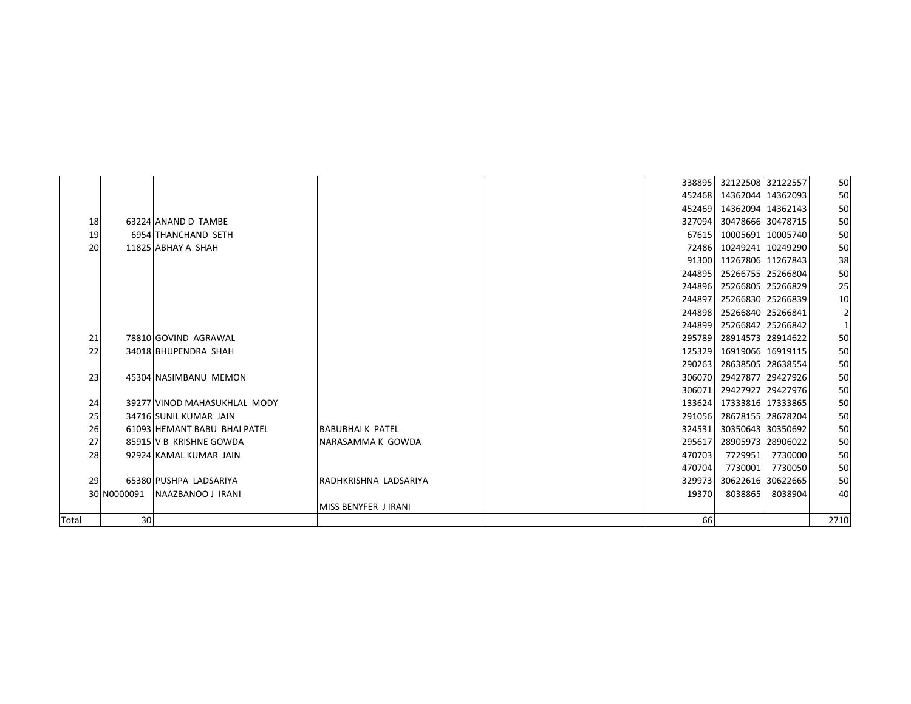| | | | | | | | | |
|---|---|---|---|---|---|---|---|---|
| | | | | | 338895 | 32122508 | 32122557 | 50 |
| | | | | | 452468 | 14362044 | 14362093 | 50 |
| | | | | | 452469 | 14362094 | 14362143 | 50 |
| 18 | 63224 | ANAND D TAMBE | | | 327094 | 30478666 | 30478715 | 50 |
| 19 | 6954 | THANCHAND SETH | | | 67615 | 10005691 | 10005740 | 50 |
| 20 | 11825 | ABHAY A SHAH | | | 72486 | 10249241 | 10249290 | 50 |
| | | | | | 91300 | 11267806 | 11267843 | 38 |
| | | | | | 244895 | 25266755 | 25266804 | 50 |
| | | | | | 244896 | 25266805 | 25266829 | 25 |
| | | | | | 244897 | 25266830 | 25266839 | 10 |
| | | | | | 244898 | 25266840 | 25266841 | 2 |
| | | | | | 244899 | 25266842 | 25266842 | 1 |
| 21 | 78810 | GOVIND AGRAWAL | | | 295789 | 28914573 | 28914622 | 50 |
| 22 | 34018 | BHUPENDRA SHAH | | | 125329 | 16919066 | 16919115 | 50 |
| | | | | | 290263 | 28638505 | 28638554 | 50 |
| 23 | 45304 | NASIMBANU MEMON | | | 306070 | 29427877 | 29427926 | 50 |
| | | | | | 306071 | 29427927 | 29427976 | 50 |
| 24 | 39277 | VINOD MAHASUKHLAL MODY | | | 133624 | 17333816 | 17333865 | 50 |
| 25 | 34716 | SUNIL KUMAR JAIN | | | 291056 | 28678155 | 28678204 | 50 |
| 26 | 61093 | HEMANT BABU BHAI PATEL | BABUBHAI K PATEL | | 324531 | 30350643 | 30350692 | 50 |
| 27 | 85915 | V B KRISHNE GOWDA | NARASAMMA K GOWDA | | 295617 | 28905973 | 28906022 | 50 |
| 28 | 92924 | KAMAL KUMAR JAIN | | | 470703 | 7729951 | 7730000 | 50 |
| | | | | | 470704 | 7730001 | 7730050 | 50 |
| 29 | 65380 | PUSHPA LADSARIYA | RADHKRISHNA LADSARIYA | | 329973 | 30622616 | 30622665 | 50 |
| 30 | N0000091 | NAAZBANOO J IRANI | | | 19370 | 8038865 | 8038904 | 40 |
| | | | MISS BENYFER J IRANI | | | | | |
| Total | 30 | | | | 66 | | | 2710 |